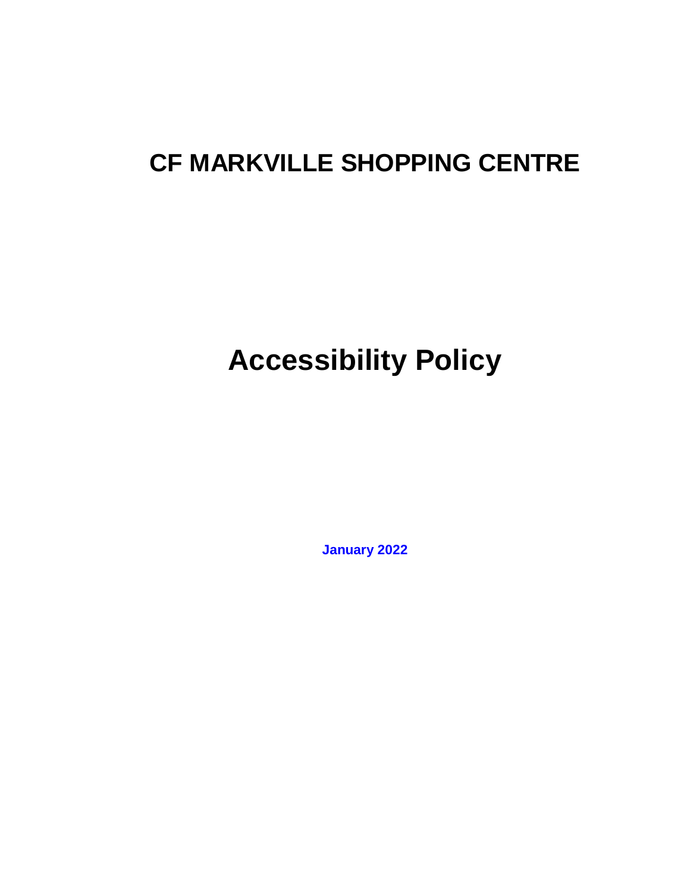# CF MARKVILLE SHOPPING CENTRE

# Accessibility Policy

**January 2022**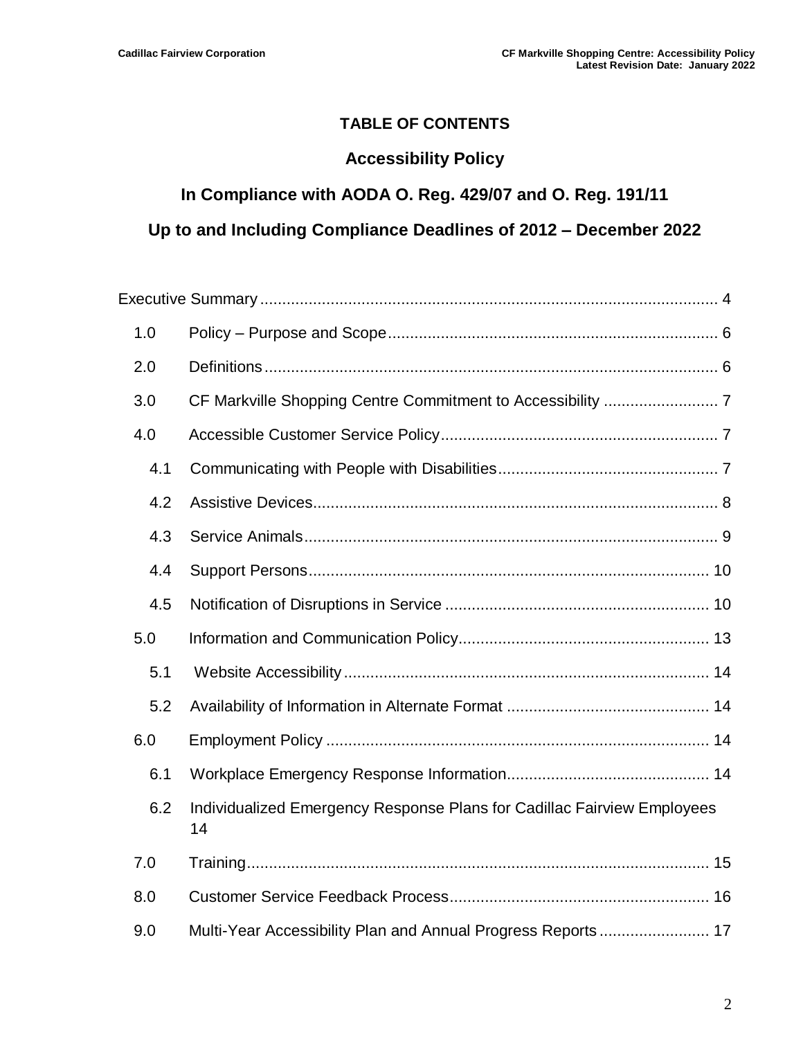# TABLE OF CONTENTS

## Accessibility Policy

## In Compliance with AODA O. Reg. 429/07 and O. Reg. 191/11

## Up to and Including Compliance Deadlines of 2012 – December 2022

Executive Summary ........................................................................................ 4

- 1.0 Policy – Purpose and Scope ........................................................................ 6
- 2.0 Definitions ..................................................................................................... 6
- 3.0 CF Markville Shopping Centre Commitment to Accessibility .......................... 7
- 4.0 Accessible Customer Service Policy .............................................................. 7
  - 4.1 Communicating with People with Disabilities ................................................ 7
  - 4.2 Assistive Devices ........................................................................................... 8
  - 4.3 Service Animals ............................................................................................. 9
  - 4.4 Support Persons ........................................................................................... 10
  - 4.5 Notification of Disruptions in Service ........................................................... 10
- 5.0 Information and Communication Policy ........................................................ 13
  - 5.1 Website Accessibility .................................................................................. 14
  - 5.2 Availability of Information in Alternate Format ............................................. 14
- 6.0 Employment Policy ...................................................................................... 14
  - 6.1 Workplace Emergency Response Information ............................................. 14
  - 6.2 Individualized Emergency Response Plans for Cadillac Fairview Employees 14
- 7.0 Training ........................................................................................................ 15
- 8.0 Customer Service Feedback Process .......................................................... 16
- 9.0 Multi-Year Accessibility Plan and Annual Progress Reports ......................... 17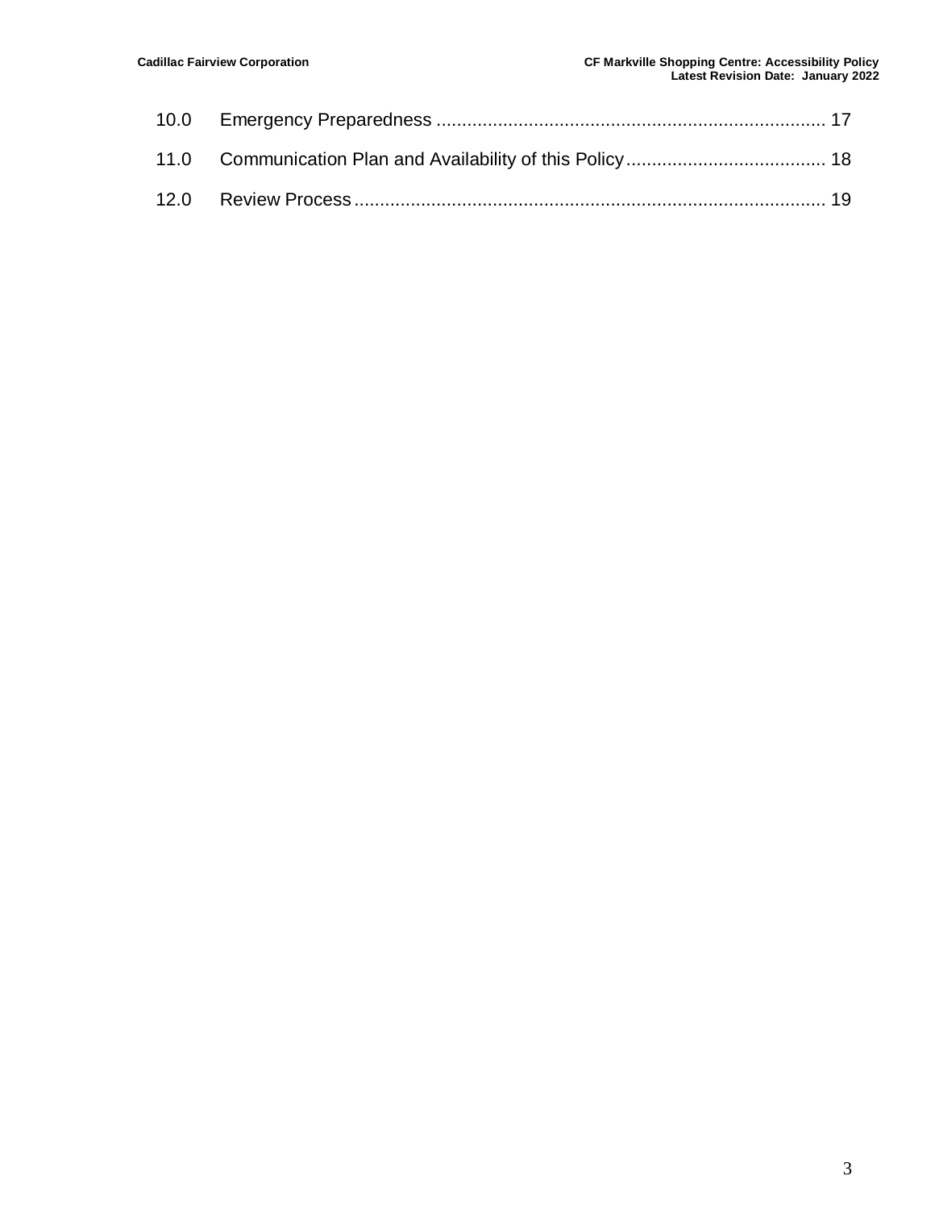10.0 Emergency Preparedness ........................................................................... 17

11.0 Communication Plan and Availability of this Policy ...................................... 18

12.0 Review Process ........................................................................................... 19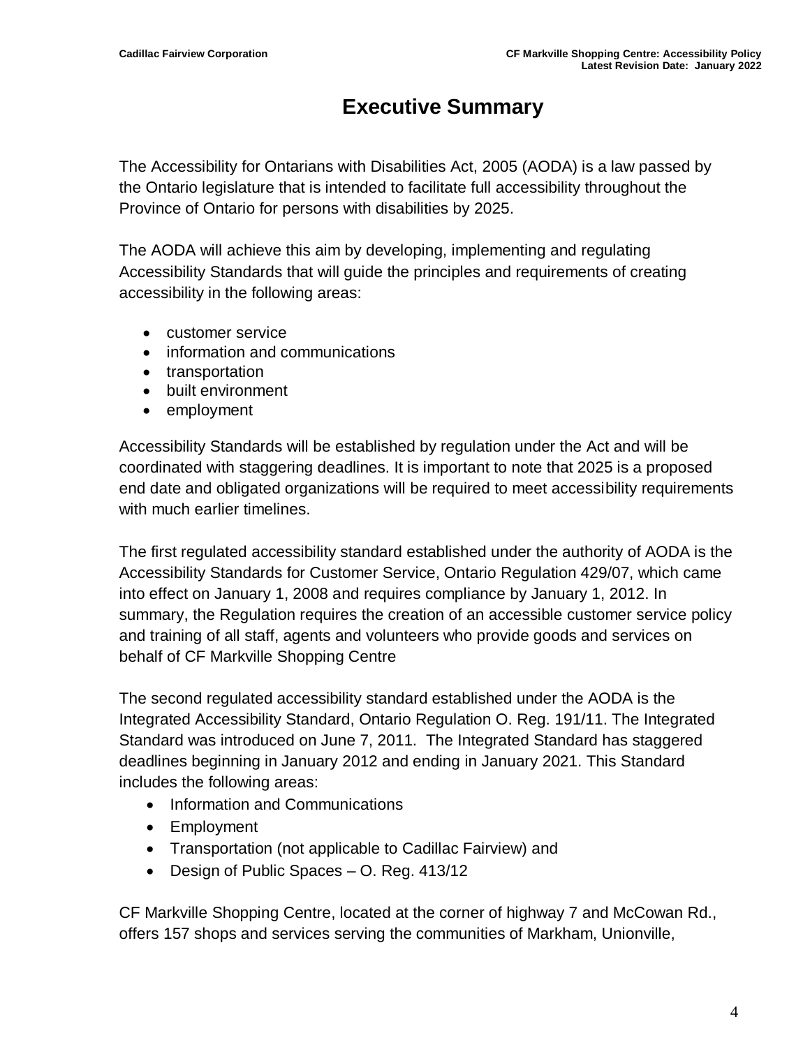# Executive Summary

The Accessibility for Ontarians with Disabilities Act, 2005 (AODA) is a law passed by the Ontario legislature that is intended to facilitate full accessibility throughout the Province of Ontario for persons with disabilities by 2025.

The AODA will achieve this aim by developing, implementing and regulating Accessibility Standards that will guide the principles and requirements of creating accessibility in the following areas:

- customer service
- information and communications
- transportation
- built environment
- employment

Accessibility Standards will be established by regulation under the Act and will be coordinated with staggering deadlines. It is important to note that 2025 is a proposed end date and obligated organizations will be required to meet accessibility requirements with much earlier timelines.

The first regulated accessibility standard established under the authority of AODA is the Accessibility Standards for Customer Service, Ontario Regulation 429/07, which came into effect on January 1, 2008 and requires compliance by January 1, 2012. In summary, the Regulation requires the creation of an accessible customer service policy and training of all staff, agents and volunteers who provide goods and services on behalf of CF Markville Shopping Centre

The second regulated accessibility standard established under the AODA is the Integrated Accessibility Standard, Ontario Regulation O. Reg. 191/11. The Integrated Standard was introduced on June 7, 2011. The Integrated Standard has staggered deadlines beginning in January 2012 and ending in January 2021. This Standard includes the following areas:

- Information and Communications
- Employment
- Transportation (not applicable to Cadillac Fairview) and
- Design of Public Spaces – O. Reg. 413/12

CF Markville Shopping Centre, located at the corner of highway 7 and McCowan Rd., offers 157 shops and services serving the communities of Markham, Unionville,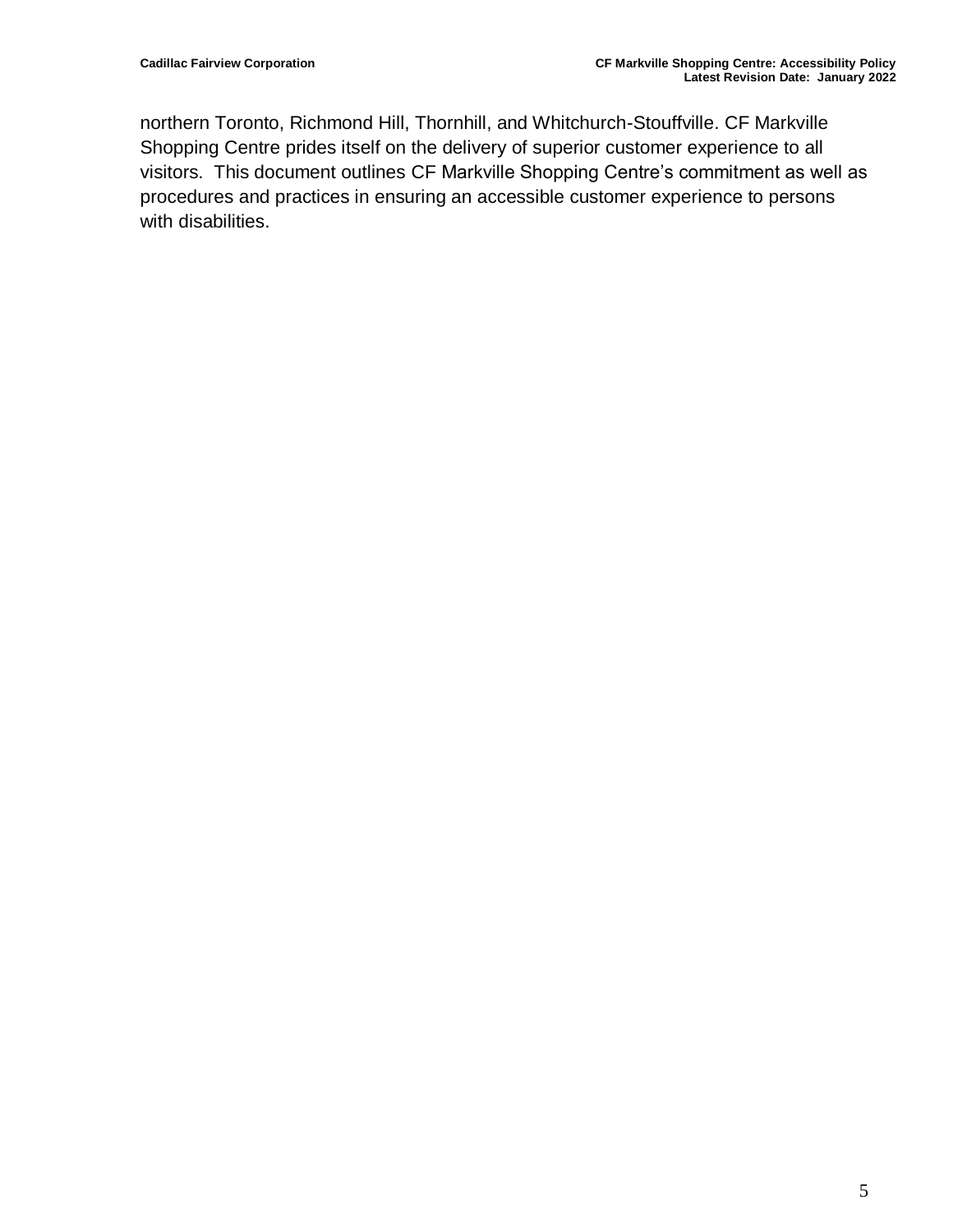northern Toronto, Richmond Hill, Thornhill, and Whitchurch-Stouffville. CF Markville Shopping Centre prides itself on the delivery of superior customer experience to all visitors. This document outlines CF Markville Shopping Centre's commitment as well as procedures and practices in ensuring an accessible customer experience to persons with disabilities.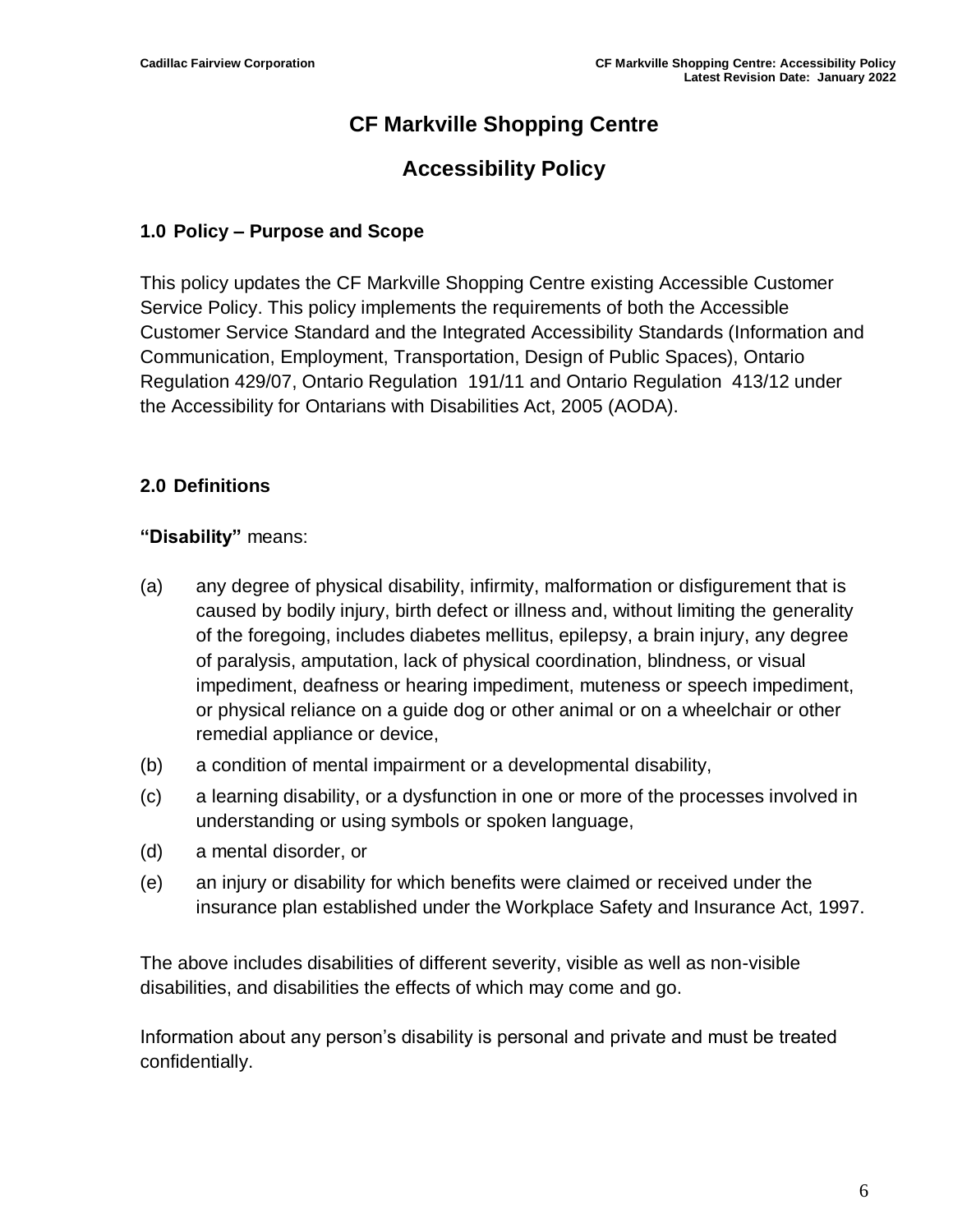# CF Markville Shopping Centre

## Accessibility Policy

### 1.0 Policy – Purpose and Scope

This policy updates the CF Markville Shopping Centre existing Accessible Customer Service Policy. This policy implements the requirements of both the Accessible Customer Service Standard and the Integrated Accessibility Standards (Information and Communication, Employment, Transportation, Design of Public Spaces), Ontario Regulation 429/07, Ontario Regulation 191/11 and Ontario Regulation 413/12 under the Accessibility for Ontarians with Disabilities Act, 2005 (AODA).

### 2.0 Definitions

**"Disability"** means:

(a) any degree of physical disability, infirmity, malformation or disfigurement that is caused by bodily injury, birth defect or illness and, without limiting the generality of the foregoing, includes diabetes mellitus, epilepsy, a brain injury, any degree of paralysis, amputation, lack of physical coordination, blindness, or visual impediment, deafness or hearing impediment, muteness or speech impediment, or physical reliance on a guide dog or other animal or on a wheelchair or other remedial appliance or device,

(b) a condition of mental impairment or a developmental disability,

(c) a learning disability, or a dysfunction in one or more of the processes involved in understanding or using symbols or spoken language,

(d) a mental disorder, or

(e) an injury or disability for which benefits were claimed or received under the insurance plan established under the Workplace Safety and Insurance Act, 1997.

The above includes disabilities of different severity, visible as well as non-visible disabilities, and disabilities the effects of which may come and go.

Information about any person's disability is personal and private and must be treated confidentially.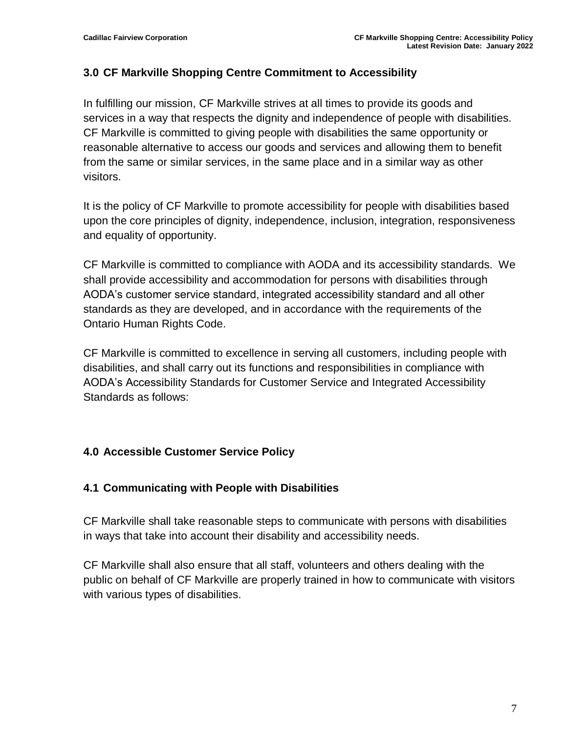## 3.0 CF Markville Shopping Centre Commitment to Accessibility

In fulfilling our mission, CF Markville strives at all times to provide its goods and services in a way that respects the dignity and independence of people with disabilities. CF Markville is committed to giving people with disabilities the same opportunity or reasonable alternative to access our goods and services and allowing them to benefit from the same or similar services, in the same place and in a similar way as other visitors.

It is the policy of CF Markville to promote accessibility for people with disabilities based upon the core principles of dignity, independence, inclusion, integration, responsiveness and equality of opportunity.

CF Markville is committed to compliance with AODA and its accessibility standards. We shall provide accessibility and accommodation for persons with disabilities through AODA's customer service standard, integrated accessibility standard and all other standards as they are developed, and in accordance with the requirements of the Ontario Human Rights Code.

CF Markville is committed to excellence in serving all customers, including people with disabilities, and shall carry out its functions and responsibilities in compliance with AODA's Accessibility Standards for Customer Service and Integrated Accessibility Standards as follows:

## 4.0 Accessible Customer Service Policy

### 4.1 Communicating with People with Disabilities

CF Markville shall take reasonable steps to communicate with persons with disabilities in ways that take into account their disability and accessibility needs.

CF Markville shall also ensure that all staff, volunteers and others dealing with the public on behalf of CF Markville are properly trained in how to communicate with visitors with various types of disabilities.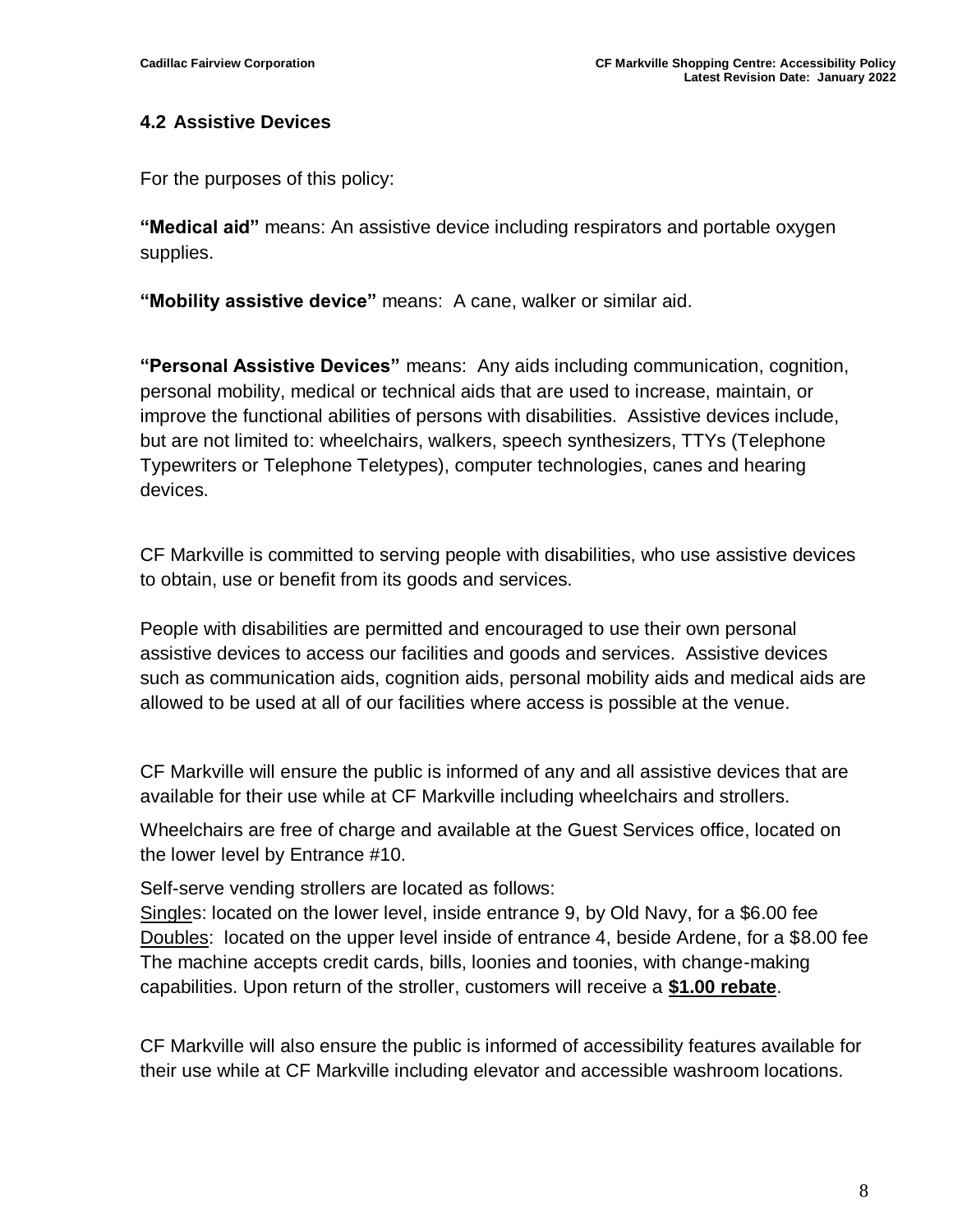### 4.2 Assistive Devices

For the purposes of this policy:

**"Medical aid"** means: An assistive device including respirators and portable oxygen supplies.

**"Mobility assistive device"** means: A cane, walker or similar aid.

**"Personal Assistive Devices"** means: Any aids including communication, cognition, personal mobility, medical or technical aids that are used to increase, maintain, or improve the functional abilities of persons with disabilities. Assistive devices include, but are not limited to: wheelchairs, walkers, speech synthesizers, TTYs (Telephone Typewriters or Telephone Teletypes), computer technologies, canes and hearing devices.

CF Markville is committed to serving people with disabilities, who use assistive devices to obtain, use or benefit from its goods and services.

People with disabilities are permitted and encouraged to use their own personal assistive devices to access our facilities and goods and services. Assistive devices such as communication aids, cognition aids, personal mobility aids and medical aids are allowed to be used at all of our facilities where access is possible at the venue.

CF Markville will ensure the public is informed of any and all assistive devices that are available for their use while at CF Markville including wheelchairs and strollers.

Wheelchairs are free of charge and available at the Guest Services office, located on the lower level by Entrance #10.

Self-serve vending strollers are located as follows:
<u>Singles</u>: located on the lower level, inside entrance 9, by Old Navy, for a $6.00 fee
<u>Doubles</u>: located on the upper level inside of entrance 4, beside Ardene, for a $8.00 fee
The machine accepts credit cards, bills, loonies and toonies, with change-making capabilities. Upon return of the stroller, customers will receive a **<u>$1.00 rebate</u>**.

CF Markville will also ensure the public is informed of accessibility features available for their use while at CF Markville including elevator and accessible washroom locations.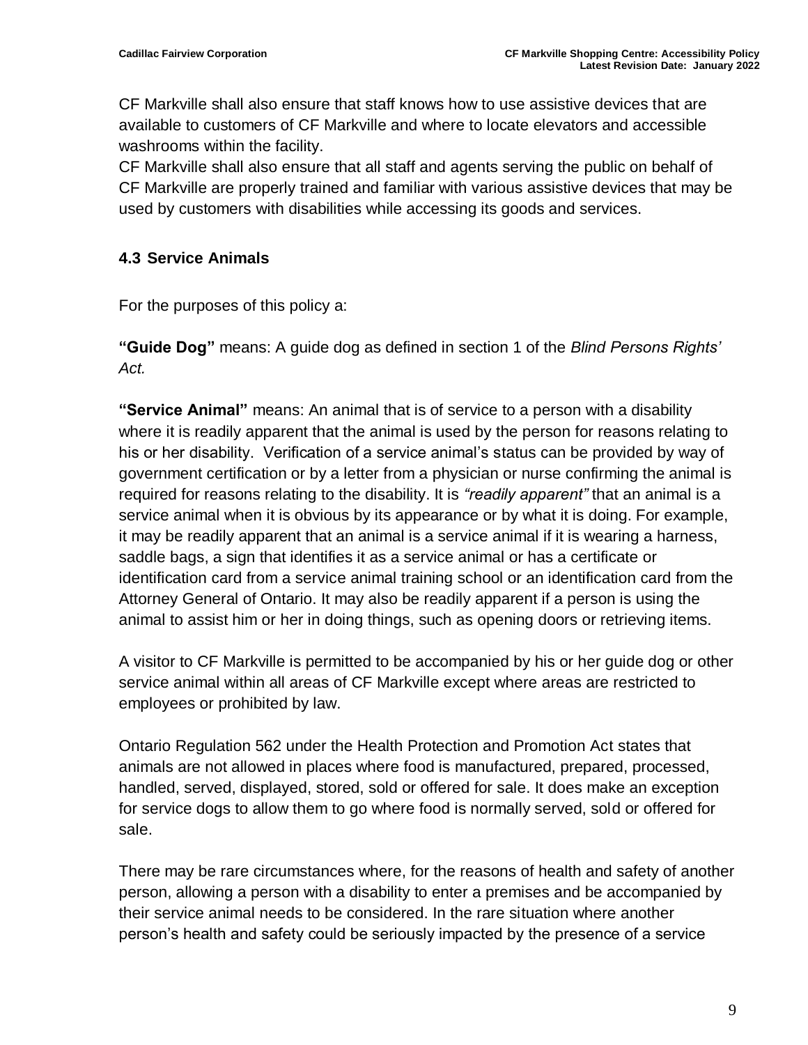CF Markville shall also ensure that staff knows how to use assistive devices that are available to customers of CF Markville and where to locate elevators and accessible washrooms within the facility.

CF Markville shall also ensure that all staff and agents serving the public on behalf of CF Markville are properly trained and familiar with various assistive devices that may be used by customers with disabilities while accessing its goods and services.

### 4.3 Service Animals

For the purposes of this policy a:

**"Guide Dog"** means: A guide dog as defined in section 1 of the *Blind Persons Rights' Act.*

**"Service Animal"** means: An animal that is of service to a person with a disability where it is readily apparent that the animal is used by the person for reasons relating to his or her disability. Verification of a service animal's status can be provided by way of government certification or by a letter from a physician or nurse confirming the animal is required for reasons relating to the disability. It is *"readily apparent"* that an animal is a service animal when it is obvious by its appearance or by what it is doing. For example, it may be readily apparent that an animal is a service animal if it is wearing a harness, saddle bags, a sign that identifies it as a service animal or has a certificate or identification card from a service animal training school or an identification card from the Attorney General of Ontario. It may also be readily apparent if a person is using the animal to assist him or her in doing things, such as opening doors or retrieving items.

A visitor to CF Markville is permitted to be accompanied by his or her guide dog or other service animal within all areas of CF Markville except where areas are restricted to employees or prohibited by law.

Ontario Regulation 562 under the Health Protection and Promotion Act states that animals are not allowed in places where food is manufactured, prepared, processed, handled, served, displayed, stored, sold or offered for sale. It does make an exception for service dogs to allow them to go where food is normally served, sold or offered for sale.

There may be rare circumstances where, for the reasons of health and safety of another person, allowing a person with a disability to enter a premises and be accompanied by their service animal needs to be considered. In the rare situation where another person's health and safety could be seriously impacted by the presence of a service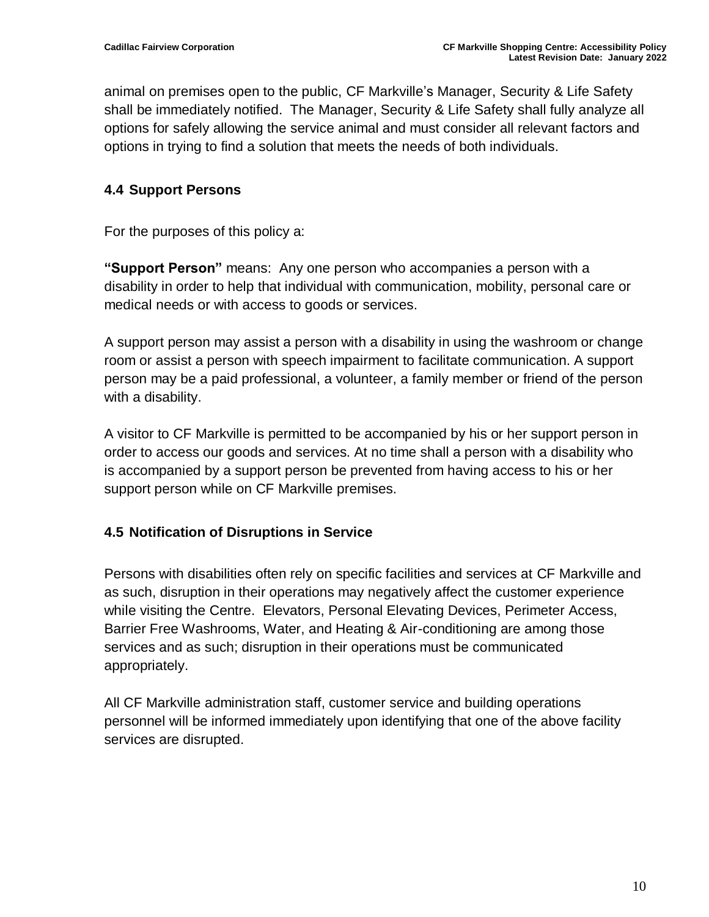animal on premises open to the public, CF Markville's Manager, Security & Life Safety shall be immediately notified. The Manager, Security & Life Safety shall fully analyze all options for safely allowing the service animal and must consider all relevant factors and options in trying to find a solution that meets the needs of both individuals.

### 4.4 Support Persons

For the purposes of this policy a:

**"Support Person"** means: Any one person who accompanies a person with a disability in order to help that individual with communication, mobility, personal care or medical needs or with access to goods or services.

A support person may assist a person with a disability in using the washroom or change room or assist a person with speech impairment to facilitate communication. A support person may be a paid professional, a volunteer, a family member or friend of the person with a disability.

A visitor to CF Markville is permitted to be accompanied by his or her support person in order to access our goods and services. At no time shall a person with a disability who is accompanied by a support person be prevented from having access to his or her support person while on CF Markville premises.

### 4.5 Notification of Disruptions in Service

Persons with disabilities often rely on specific facilities and services at CF Markville and as such, disruption in their operations may negatively affect the customer experience while visiting the Centre. Elevators, Personal Elevating Devices, Perimeter Access, Barrier Free Washrooms, Water, and Heating & Air-conditioning are among those services and as such; disruption in their operations must be communicated appropriately.

All CF Markville administration staff, customer service and building operations personnel will be informed immediately upon identifying that one of the above facility services are disrupted.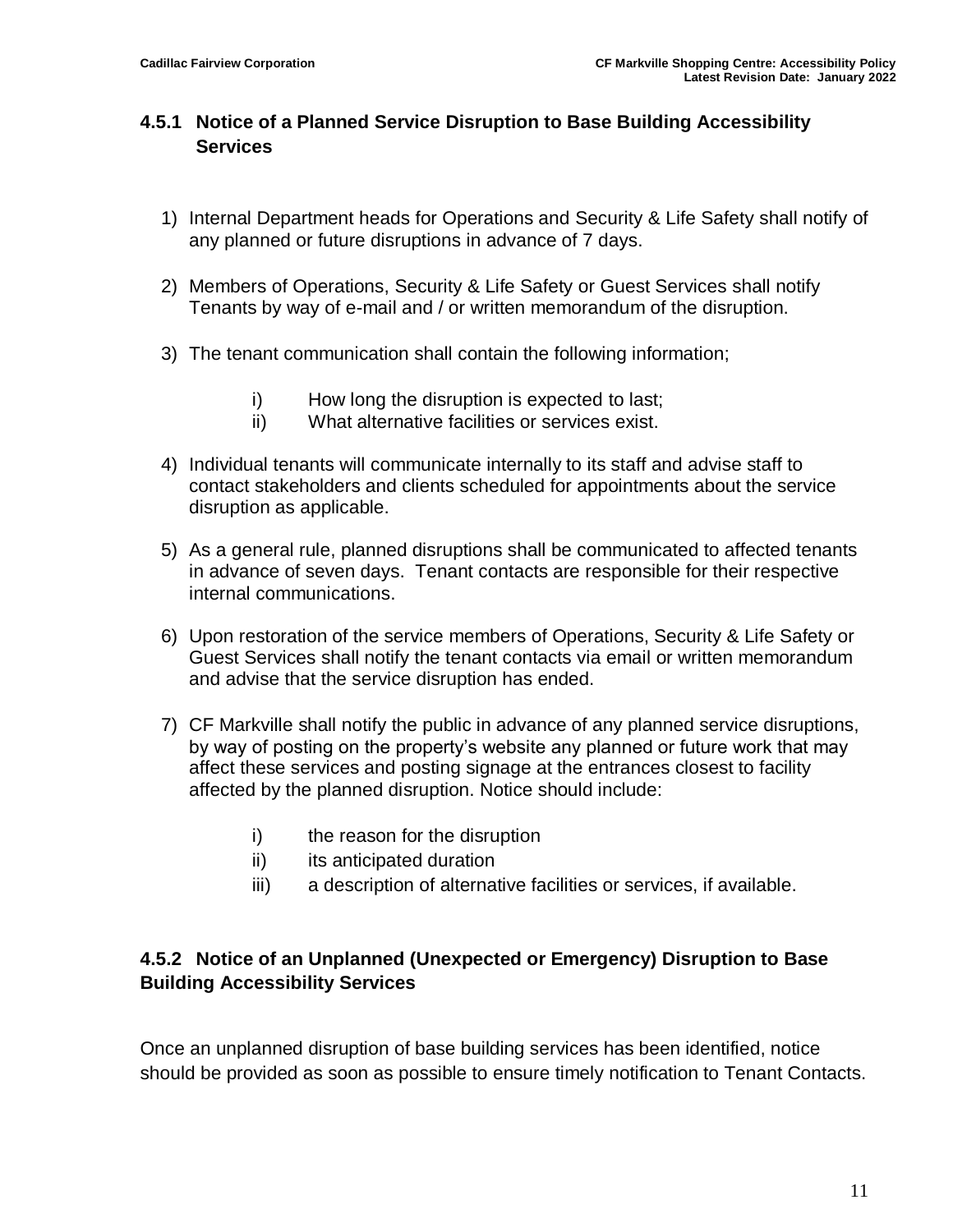### 4.5.1 Notice of a Planned Service Disruption to Base Building Accessibility Services

1) Internal Department heads for Operations and Security & Life Safety shall notify of any planned or future disruptions in advance of 7 days.

2) Members of Operations, Security & Life Safety or Guest Services shall notify Tenants by way of e-mail and / or written memorandum of the disruption.

3) The tenant communication shall contain the following information;

   i) How long the disruption is expected to last;
   ii) What alternative facilities or services exist.

4) Individual tenants will communicate internally to its staff and advise staff to contact stakeholders and clients scheduled for appointments about the service disruption as applicable.

5) As a general rule, planned disruptions shall be communicated to affected tenants in advance of seven days. Tenant contacts are responsible for their respective internal communications.

6) Upon restoration of the service members of Operations, Security & Life Safety or Guest Services shall notify the tenant contacts via email or written memorandum and advise that the service disruption has ended.

7) CF Markville shall notify the public in advance of any planned service disruptions, by way of posting on the property's website any planned or future work that may affect these services and posting signage at the entrances closest to facility affected by the planned disruption. Notice should include:

   i) the reason for the disruption
   ii) its anticipated duration
   iii) a description of alternative facilities or services, if available.

### 4.5.2 Notice of an Unplanned (Unexpected or Emergency) Disruption to Base Building Accessibility Services

Once an unplanned disruption of base building services has been identified, notice should be provided as soon as possible to ensure timely notification to Tenant Contacts.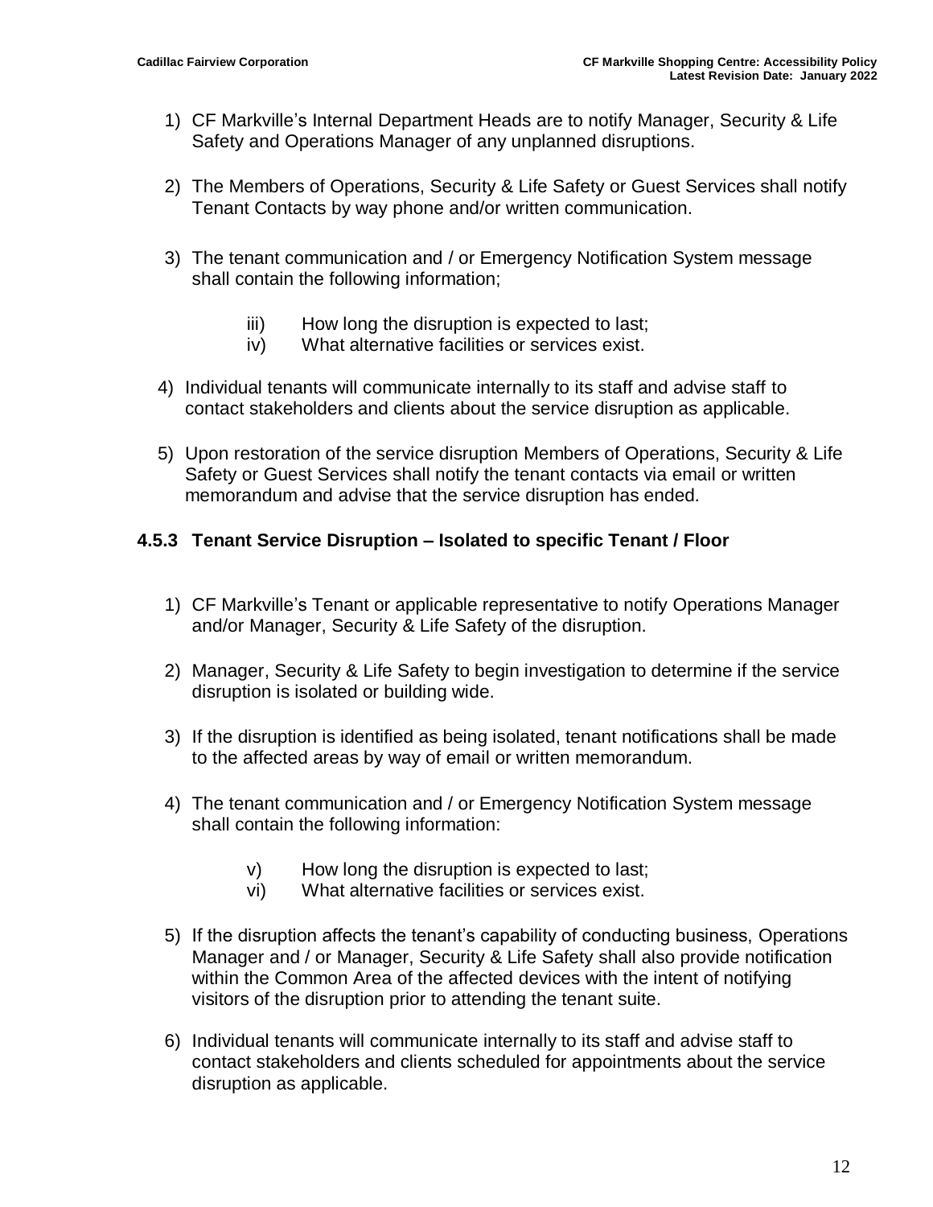1) CF Markville's Internal Department Heads are to notify Manager, Security & Life Safety and Operations Manager of any unplanned disruptions.

2) The Members of Operations, Security & Life Safety or Guest Services shall notify Tenant Contacts by way phone and/or written communication.

3) The tenant communication and / or Emergency Notification System message shall contain the following information;

    iii) How long the disruption is expected to last;
    iv) What alternative facilities or services exist.

4) Individual tenants will communicate internally to its staff and advise staff to contact stakeholders and clients about the service disruption as applicable.

5) Upon restoration of the service disruption Members of Operations, Security & Life Safety or Guest Services shall notify the tenant contacts via email or written memorandum and advise that the service disruption has ended.

### 4.5.3 Tenant Service Disruption – Isolated to specific Tenant / Floor

1) CF Markville's Tenant or applicable representative to notify Operations Manager and/or Manager, Security & Life Safety of the disruption.

2) Manager, Security & Life Safety to begin investigation to determine if the service disruption is isolated or building wide.

3) If the disruption is identified as being isolated, tenant notifications shall be made to the affected areas by way of email or written memorandum.

4) The tenant communication and / or Emergency Notification System message shall contain the following information:

    v) How long the disruption is expected to last;
    vi) What alternative facilities or services exist.

5) If the disruption affects the tenant's capability of conducting business, Operations Manager and / or Manager, Security & Life Safety shall also provide notification within the Common Area of the affected devices with the intent of notifying visitors of the disruption prior to attending the tenant suite.

6) Individual tenants will communicate internally to its staff and advise staff to contact stakeholders and clients scheduled for appointments about the service disruption as applicable.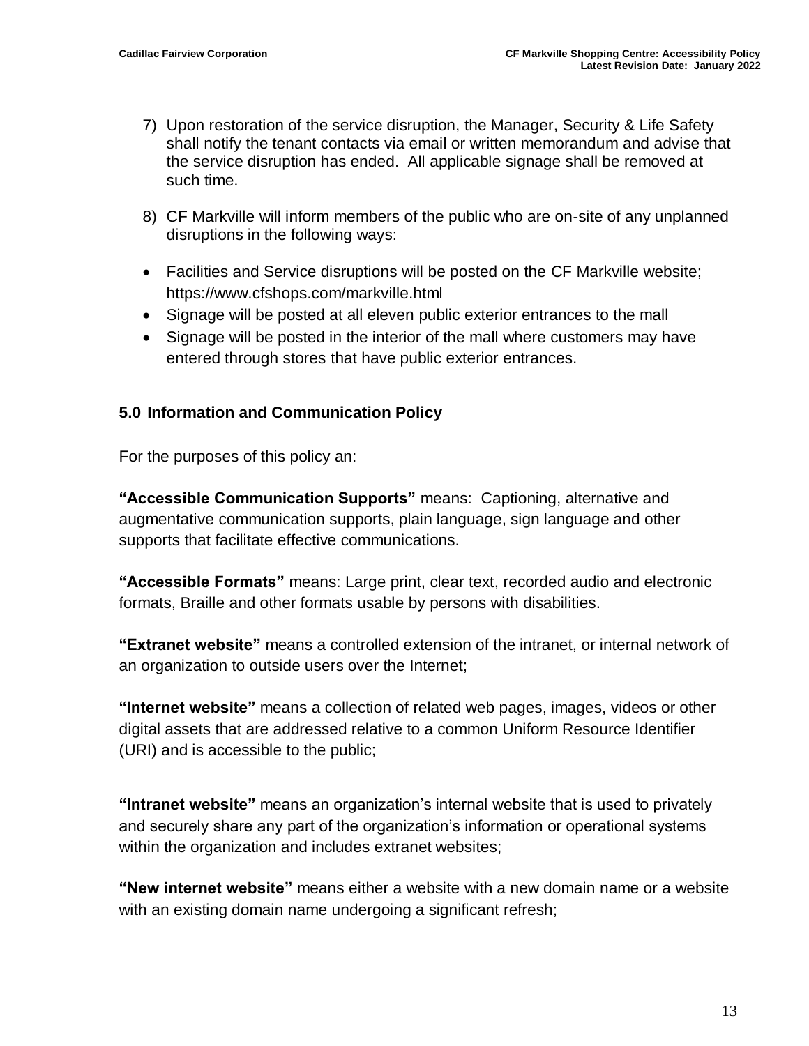7) Upon restoration of the service disruption, the Manager, Security & Life Safety shall notify the tenant contacts via email or written memorandum and advise that the service disruption has ended. All applicable signage shall be removed at such time.

8) CF Markville will inform members of the public who are on-site of any unplanned disruptions in the following ways:

- Facilities and Service disruptions will be posted on the CF Markville website; https://www.cfshops.com/markville.html
- Signage will be posted at all eleven public exterior entrances to the mall
- Signage will be posted in the interior of the mall where customers may have entered through stores that have public exterior entrances.

## 5.0 Information and Communication Policy

For the purposes of this policy an:

**"Accessible Communication Supports"** means: Captioning, alternative and augmentative communication supports, plain language, sign language and other supports that facilitate effective communications.

**"Accessible Formats"** means: Large print, clear text, recorded audio and electronic formats, Braille and other formats usable by persons with disabilities.

**"Extranet website"** means a controlled extension of the intranet, or internal network of an organization to outside users over the Internet;

**"Internet website"** means a collection of related web pages, images, videos or other digital assets that are addressed relative to a common Uniform Resource Identifier (URI) and is accessible to the public;

**"Intranet website"** means an organization's internal website that is used to privately and securely share any part of the organization's information or operational systems within the organization and includes extranet websites;

**"New internet website"** means either a website with a new domain name or a website with an existing domain name undergoing a significant refresh;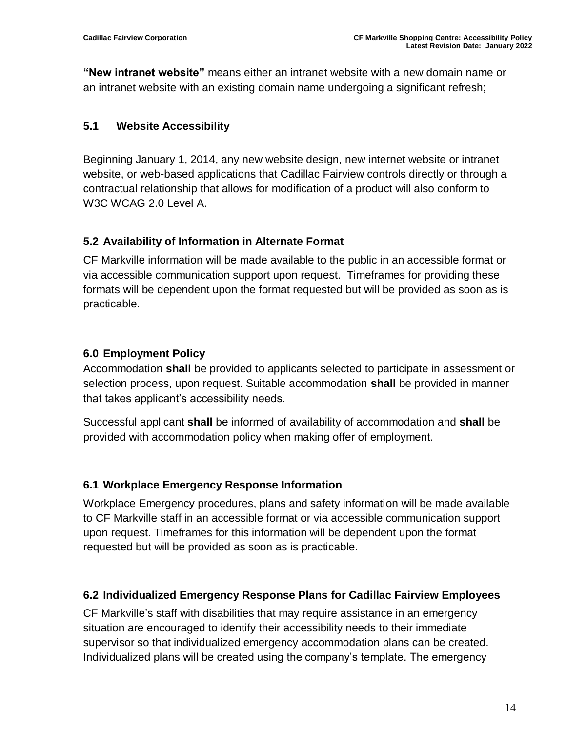**"New intranet website"** means either an intranet website with a new domain name or an intranet website with an existing domain name undergoing a significant refresh;

### 5.1 Website Accessibility

Beginning January 1, 2014, any new website design, new internet website or intranet website, or web-based applications that Cadillac Fairview controls directly or through a contractual relationship that allows for modification of a product will also conform to W3C WCAG 2.0 Level A.

### 5.2 Availability of Information in Alternate Format

CF Markville information will be made available to the public in an accessible format or via accessible communication support upon request. Timeframes for providing these formats will be dependent upon the format requested but will be provided as soon as is practicable.

### 6.0 Employment Policy

Accommodation **shall** be provided to applicants selected to participate in assessment or selection process, upon request. Suitable accommodation **shall** be provided in manner that takes applicant's accessibility needs.

Successful applicant **shall** be informed of availability of accommodation and **shall** be provided with accommodation policy when making offer of employment.

### 6.1 Workplace Emergency Response Information

Workplace Emergency procedures, plans and safety information will be made available to CF Markville staff in an accessible format or via accessible communication support upon request. Timeframes for this information will be dependent upon the format requested but will be provided as soon as is practicable.

### 6.2 Individualized Emergency Response Plans for Cadillac Fairview Employees

CF Markville's staff with disabilities that may require assistance in an emergency situation are encouraged to identify their accessibility needs to their immediate supervisor so that individualized emergency accommodation plans can be created. Individualized plans will be created using the company's template. The emergency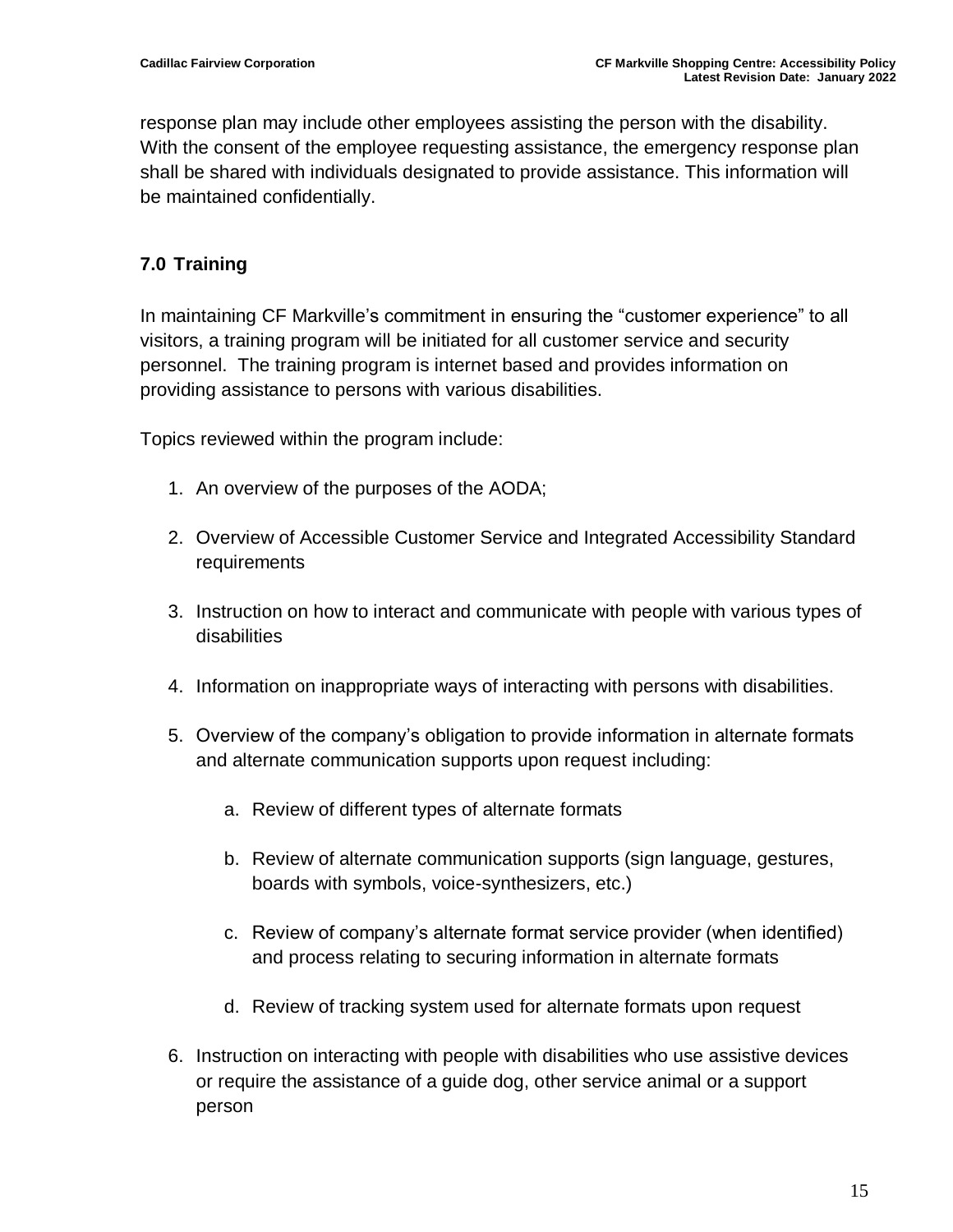response plan may include other employees assisting the person with the disability. With the consent of the employee requesting assistance, the emergency response plan shall be shared with individuals designated to provide assistance. This information will be maintained confidentially.

## 7.0 Training

In maintaining CF Markville's commitment in ensuring the "customer experience" to all visitors, a training program will be initiated for all customer service and security personnel. The training program is internet based and provides information on providing assistance to persons with various disabilities.

Topics reviewed within the program include:

1. An overview of the purposes of the AODA;
2. Overview of Accessible Customer Service and Integrated Accessibility Standard requirements
3. Instruction on how to interact and communicate with people with various types of disabilities
4. Information on inappropriate ways of interacting with persons with disabilities.
5. Overview of the company's obligation to provide information in alternate formats and alternate communication supports upon request including:
    a. Review of different types of alternate formats
    b. Review of alternate communication supports (sign language, gestures, boards with symbols, voice-synthesizers, etc.)
    c. Review of company's alternate format service provider (when identified) and process relating to securing information in alternate formats
    d. Review of tracking system used for alternate formats upon request
6. Instruction on interacting with people with disabilities who use assistive devices or require the assistance of a guide dog, other service animal or a support person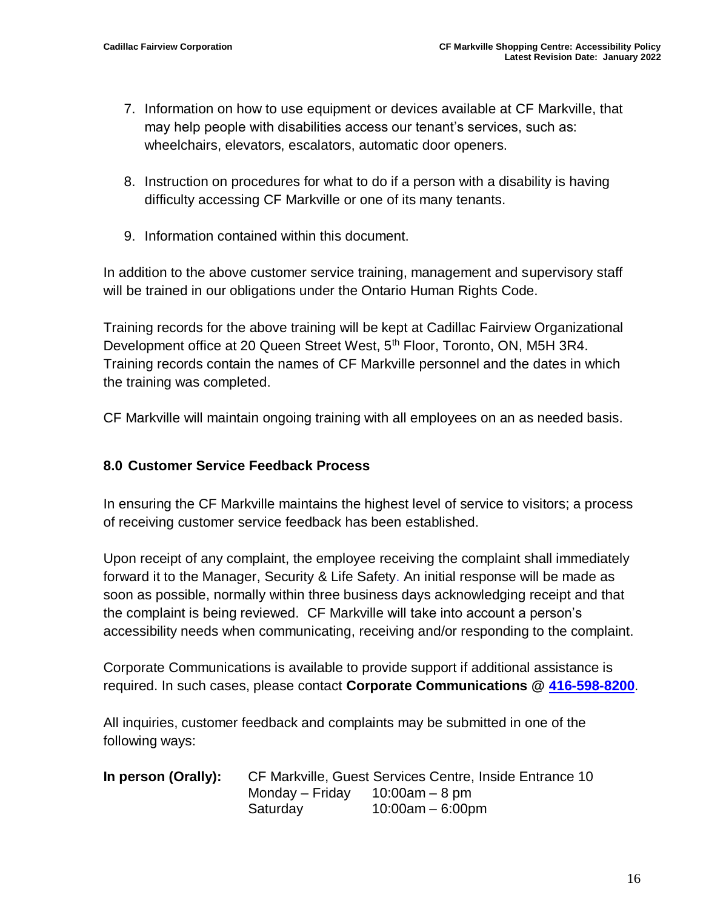7. Information on how to use equipment or devices available at CF Markville, that may help people with disabilities access our tenant's services, such as: wheelchairs, elevators, escalators, automatic door openers.

8. Instruction on procedures for what to do if a person with a disability is having difficulty accessing CF Markville or one of its many tenants.

9. Information contained within this document.

In addition to the above customer service training, management and supervisory staff will be trained in our obligations under the Ontario Human Rights Code.

Training records for the above training will be kept at Cadillac Fairview Organizational Development office at 20 Queen Street West, 5th Floor, Toronto, ON, M5H 3R4. Training records contain the names of CF Markville personnel and the dates in which the training was completed.

CF Markville will maintain ongoing training with all employees on an as needed basis.

## 8.0 Customer Service Feedback Process

In ensuring the CF Markville maintains the highest level of service to visitors; a process of receiving customer service feedback has been established.

Upon receipt of any complaint, the employee receiving the complaint shall immediately forward it to the Manager, Security & Life Safety. An initial response will be made as soon as possible, normally within three business days acknowledging receipt and that the complaint is being reviewed. CF Markville will take into account a person's accessibility needs when communicating, receiving and/or responding to the complaint.

Corporate Communications is available to provide support if additional assistance is required. In such cases, please contact **Corporate Communications @ 416-598-8200**.

All inquiries, customer feedback and complaints may be submitted in one of the following ways:

**In person (Orally):** CF Markville, Guest Services Centre, Inside Entrance 10
Monday – Friday 10:00am – 8 pm
Saturday 10:00am – 6:00pm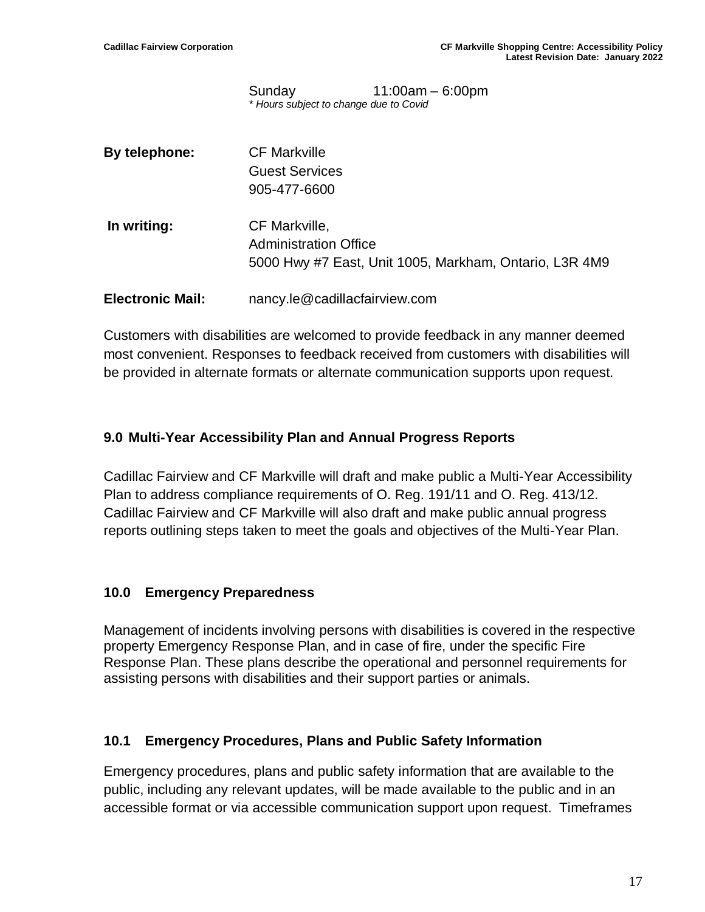Sunday 11:00am – 6:00pm
*\* Hours subject to change due to Covid*

**By telephone:** CF Markville
Guest Services
905-477-6600

**In writing:** CF Markville,
Administration Office
5000 Hwy #7 East, Unit 1005, Markham, Ontario, L3R 4M9

**Electronic Mail:** nancy.le@cadillacfairview.com

Customers with disabilities are welcomed to provide feedback in any manner deemed most convenient. Responses to feedback received from customers with disabilities will be provided in alternate formats or alternate communication supports upon request.

## 9.0 Multi-Year Accessibility Plan and Annual Progress Reports

Cadillac Fairview and CF Markville will draft and make public a Multi-Year Accessibility Plan to address compliance requirements of O. Reg. 191/11 and O. Reg. 413/12. Cadillac Fairview and CF Markville will also draft and make public annual progress reports outlining steps taken to meet the goals and objectives of the Multi-Year Plan.

## 10.0 Emergency Preparedness

Management of incidents involving persons with disabilities is covered in the respective property Emergency Response Plan, and in case of fire, under the specific Fire Response Plan. These plans describe the operational and personnel requirements for assisting persons with disabilities and their support parties or animals.

## 10.1 Emergency Procedures, Plans and Public Safety Information

Emergency procedures, plans and public safety information that are available to the public, including any relevant updates, will be made available to the public and in an accessible format or via accessible communication support upon request. Timeframes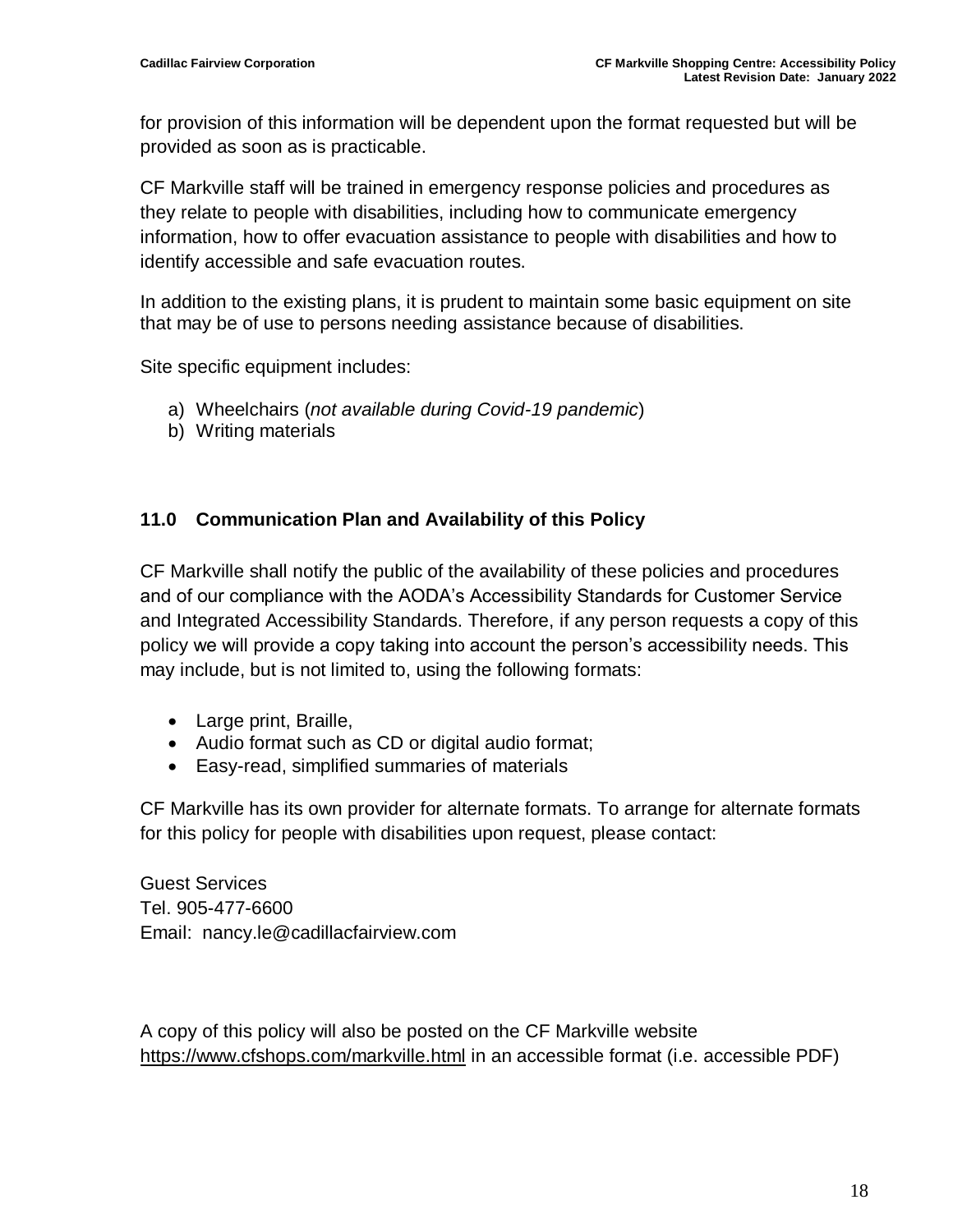for provision of this information will be dependent upon the format requested but will be provided as soon as is practicable.

CF Markville staff will be trained in emergency response policies and procedures as they relate to people with disabilities, including how to communicate emergency information, how to offer evacuation assistance to people with disabilities and how to identify accessible and safe evacuation routes.

In addition to the existing plans, it is prudent to maintain some basic equipment on site that may be of use to persons needing assistance because of disabilities.

Site specific equipment includes:

a) Wheelchairs (*not available during Covid-19 pandemic*)
b) Writing materials

## 11.0 Communication Plan and Availability of this Policy

CF Markville shall notify the public of the availability of these policies and procedures and of our compliance with the AODA's Accessibility Standards for Customer Service and Integrated Accessibility Standards. Therefore, if any person requests a copy of this policy we will provide a copy taking into account the person's accessibility needs. This may include, but is not limited to, using the following formats:

- Large print, Braille,
- Audio format such as CD or digital audio format;
- Easy-read, simplified summaries of materials

CF Markville has its own provider for alternate formats. To arrange for alternate formats for this policy for people with disabilities upon request, please contact:

Guest Services
Tel. 905-477-6600
Email: nancy.le@cadillacfairview.com

A copy of this policy will also be posted on the CF Markville website https://www.cfshops.com/markville.html in an accessible format (i.e. accessible PDF)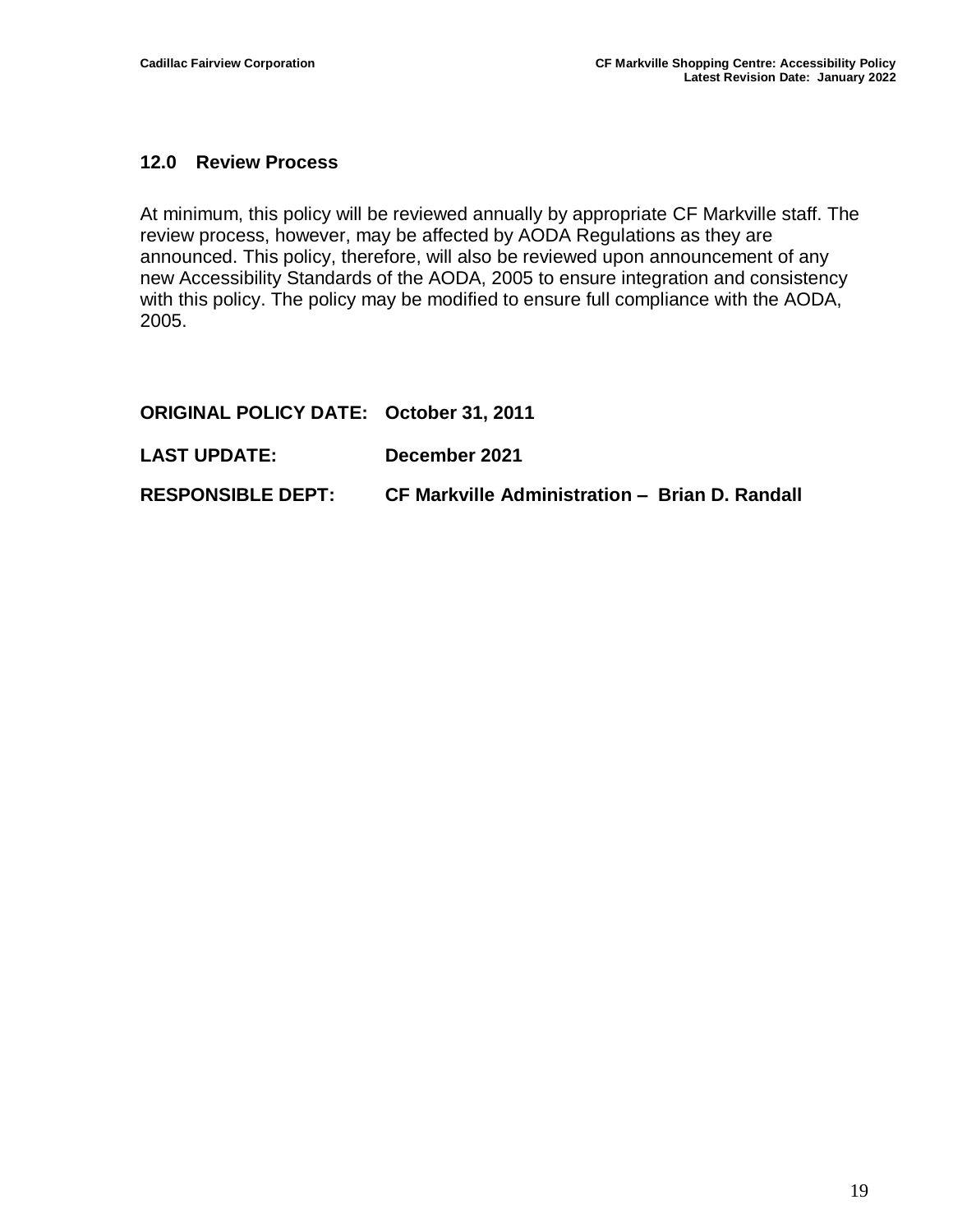## 12.0 Review Process

At minimum, this policy will be reviewed annually by appropriate CF Markville staff. The review process, however, may be affected by AODA Regulations as they are announced. This policy, therefore, will also be reviewed upon announcement of any new Accessibility Standards of the AODA, 2005 to ensure integration and consistency with this policy. The policy may be modified to ensure full compliance with the AODA, 2005.

**ORIGINAL POLICY DATE: October 31, 2011**

**LAST UPDATE: December 2021**

**RESPONSIBLE DEPT: CF Markville Administration – Brian D. Randall**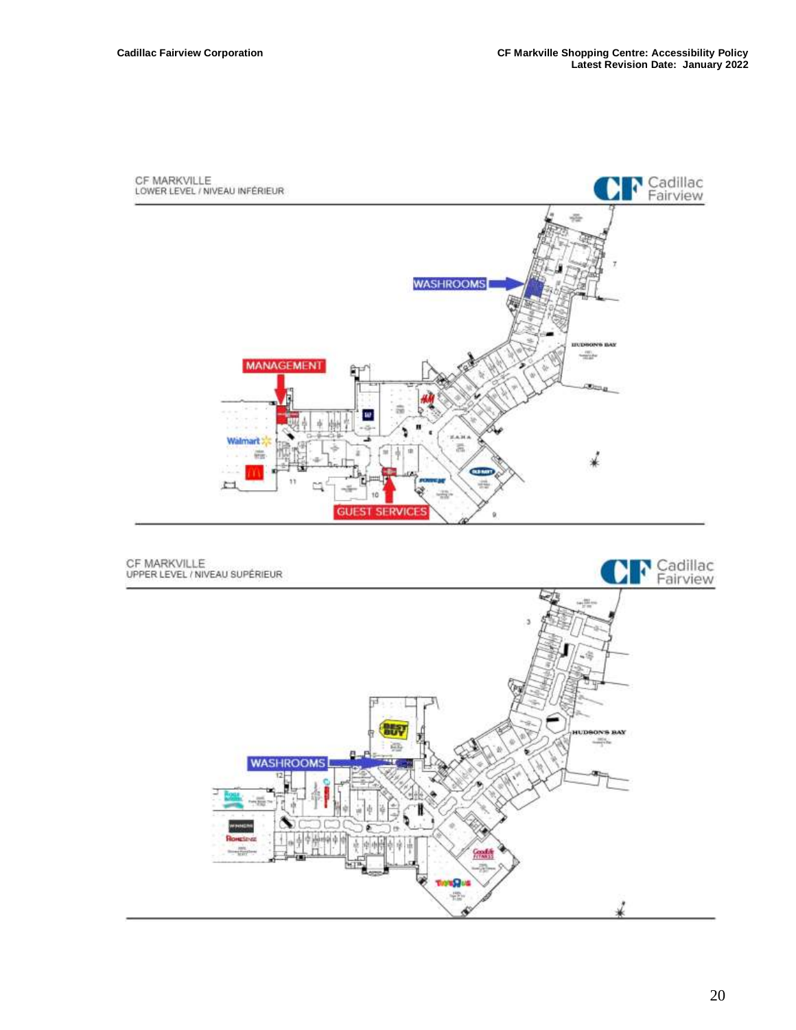CF MARKVILLE
LOWER LEVEL / NIVEAU INFÉRIEUR

Cadillac Fairview

WASHROOMS

MANAGEMENT

HUDSON'S BAY

Walmart

ZARA

OLD NAVY

GUEST SERVICES

CF MARKVILLE
UPPER LEVEL / NIVEAU SUPÉRIEUR

Cadillac Fairview

BEST BUY

HUDSON'S BAY

WASHROOMS

WINNERS

HOMESENSE

GoodLife FITNESS

TOYS R US